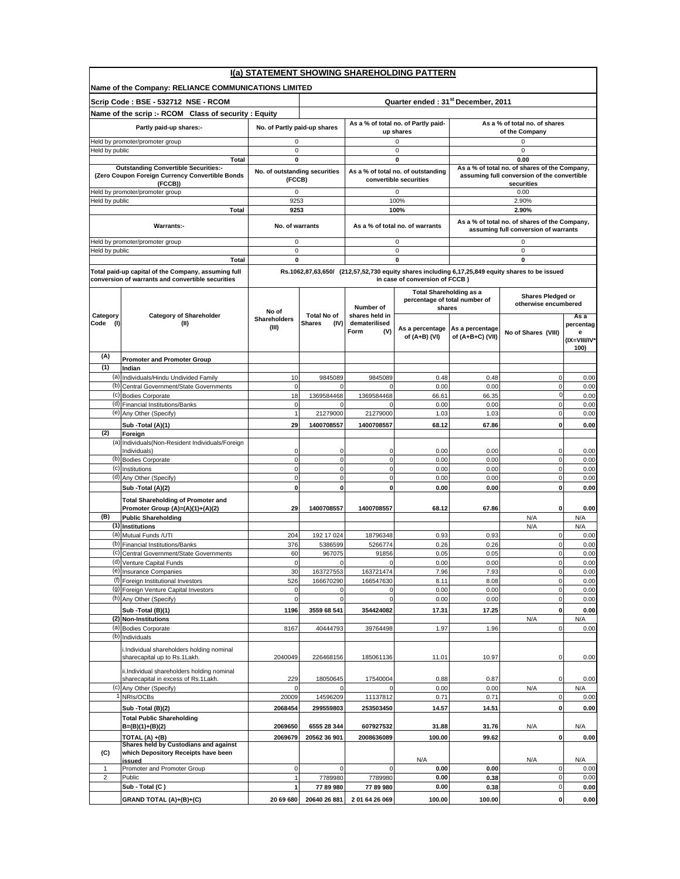# I(a) STATEMENT SHOWING SHAREHOLDING PATTERN

**Name of the Company: RELIANCE COMMUNICATIONS LIMITED**

**Scrip Code : BSE - 532712 NSE - RCOM** | **Quarter ended : 31[st] December, 2011**

**Name of the scrip :- RCOM Class of security : Equity**

| Partly paid-up shares:- | No. of Partly paid-up shares | As a % of total no. of Partly paid-up shares | As a % of total no. of shares of the Company |
|---|---|---|---|
| Held by promoter/promoter group | 0 | 0 | 0 |
| Held by public | 0 | 0 | 0 |
| **Total** | **0** | **0** | **0.00** |

| Outstanding Convertible Securities:- (Zero Coupon Foreign Currency Convertible Bonds (FCCB)) | No. of outstanding securities (FCCB) | As a % of total no. of outstanding convertible securities | As a % of total no. of shares of the Company, assuming full conversion of the convertible securities |
|---|---|---|---|
| Held by promoter/promoter group | 0 | 0 | 0.00 |
| Held by public | 9253 | 100% | 2.90% |
| **Total** | **9253** | **100%** | **2.90%** |

| Warrants:- | No. of warrants | As a % of total no. of warrants | As a % of total no. of shares of the Company, assuming full conversion of warrants |
|---|---|---|---|
| Held by promoter/promoter group | 0 | 0 | 0 |
| Held by public | 0 | 0 | 0 |
| **Total** | **0** | **0** | **0** |

**Total paid-up capital of the Company, assuming full conversion of warrants and convertible securities:** Rs.1062,87,63,650/ (212,57,52,730 equity shares including 6,17,25,849 equity shares to be issued in case of conversion of FCCB )

| Category Code (I) | Category of Shareholder (II) | No of Shareholders (III) | Total No of Shares (IV) | Number of shares held in dematerilised Form (V) | Total Shareholding as a percentage of total number of shares | | Shares Pledged or otherwise encumbered | |
|---|---|---|---|---|---|---|---|---|
| | | | | | As a percentage of (A+B) (VI) | As a percentage of (A+B+C) (VII) | No of Shares (VIII) | As a percentage (IX=VIII/IV*100) |
| **(A)** | **Promoter and Promoter Group** | | | | | | | |
| **(1)** | **Indian** | | | | | | | |
| (a) | Individuals/Hindu Undivided Family | 10 | 9845089 | 9845089 | 0.48 | 0.48 | 0 | 0.00 |
| (b) | Central Government/State Governments | 0 | 0 | 0 | 0.00 | 0.00 | 0 | 0.00 |
| (c) | Bodies Corporate | 18 | 1369584468 | 1369584468 | 66.61 | 66.35 | 0 | 0.00 |
| (d) | Financial Institutions/Banks | 0 | 0 | 0 | 0.00 | 0.00 | 0 | 0.00 |
| (e) | Any Other (Specify) | 1 | 21279000 | 21279000 | 1.03 | 1.03 | 0 | 0.00 |
| | **Sub -Total (A)(1)** | **29** | **1400708557** | **1400708557** | **68.12** | **67.86** | **0** | **0.00** |
| **(2)** | **Foreign** | | | | | | | |
| (a) | Individuals(Non-Resident Individuals/Foreign Individuals) | 0 | 0 | 0 | 0.00 | 0.00 | 0 | 0.00 |
| (b) | Bodies Corporate | 0 | 0 | 0 | 0.00 | 0.00 | 0 | 0.00 |
| (c) | Institutions | 0 | 0 | 0 | 0.00 | 0.00 | 0 | 0.00 |
| (d) | Any Other (Specify) | 0 | 0 | 0 | 0.00 | 0.00 | 0 | 0.00 |
| | **Sub -Total (A)(2)** | **0** | **0** | **0** | **0.00** | **0.00** | **0** | **0.00** |
| | **Total Shareholding of Promoter and Promoter Group (A)=(A)(1)+(A)(2)** | **29** | **1400708557** | **1400708557** | **68.12** | **67.86** | **0** | **0.00** |
| **(B)** | **Public Shareholding** | | | | | | N/A | N/A |
| **(1)** | **Institutions** | | | | | | N/A | N/A |
| (a) | Mutual Funds /UTI | 204 | 192 17 024 | 18796348 | 0.93 | 0.93 | 0 | 0.00 |
| (b) | Financial Institutions/Banks | 376 | 5386599 | 5266774 | 0.26 | 0.26 | 0 | 0.00 |
| (c) | Central Government/State Governments | 60 | 967075 | 91856 | 0.05 | 0.05 | 0 | 0.00 |
| (d) | Venture Capital Funds | 0 | 0 | 0 | 0.00 | 0.00 | 0 | 0.00 |
| (e) | Insurance Companies | 30 | 163727553 | 163721474 | 7.96 | 7.93 | 0 | 0.00 |
| (f) | Foreign Institutional Investors | 526 | 166670290 | 166547630 | 8.11 | 8.08 | 0 | 0.00 |
| (g) | Foreign Venture Capital Investors | 0 | 0 | 0 | 0.00 | 0.00 | 0 | 0.00 |
| (h) | Any Other (Specify) | 0 | 0 | 0 | 0.00 | 0.00 | 0 | 0.00 |
| | **Sub -Total (B)(1)** | **1196** | **3559 68 541** | **354424082** | **17.31** | **17.25** | **0** | **0.00** |
| **(2)** | **Non-Institutions** | | | | | | N/A | N/A |
| (a) | Bodies Corporate | 8167 | 40444793 | 39764498 | 1.97 | 1.96 | 0 | 0.00 |
| (b) | Individuals | | | | | | | |
| | i.Individual shareholders holding nominal sharecapital up to Rs.1Lakh. | 2040049 | 226468156 | 185061136 | 11.01 | 10.97 | 0 | 0.00 |
| | ii.Individual shareholders holding nominal sharecapital in excess of Rs.1Lakh. | 229 | 18050645 | 17540004 | 0.88 | 0.87 | 0 | 0.00 |
| (c) | Any Other (Specify) | 0 | 0 | 0 | 0.00 | 0.00 | N/A | N/A |
| 1 | NRIs/OCBs | 20009 | 14596209 | 11137812 | 0.71 | 0.71 | 0 | 0.00 |
| | **Sub -Total (B)(2)** | **2068454** | **299559803** | **253503450** | **14.57** | **14.51** | **0** | **0.00** |
| | **Total Public Shareholding B=(B)(1)+(B)(2)** | **2069650** | **6555 28 344** | **607927532** | **31.88** | **31.76** | N/A | N/A |
| | **TOTAL (A) +(B)** | **2069679** | **20562 36 901** | **2008636089** | **100.00** | **99.62** | **0** | **0.00** |
| **(C)** | **Shares held by Custodians and against which Depository Receipts have been issued** | | | | N/A | | N/A | N/A |
| 1 | Promoter and Promoter Group | 0 | 0 | 0 | **0.00** | **0.00** | 0 | 0.00 |
| 2 | Public | 1 | 7789980 | 7789980 | **0.00** | **0.38** | 0 | 0.00 |
| | **Sub - Total (C )** | **1** | **77 89 980** | **77 89 980** | **0.00** | **0.38** | 0 | **0.00** |
| | **GRAND TOTAL (A)+(B)+(C)** | **20 69 680** | **20640 26 881** | **2 01 64 26 069** | **100.00** | **100.00** | **0** | **0.00** |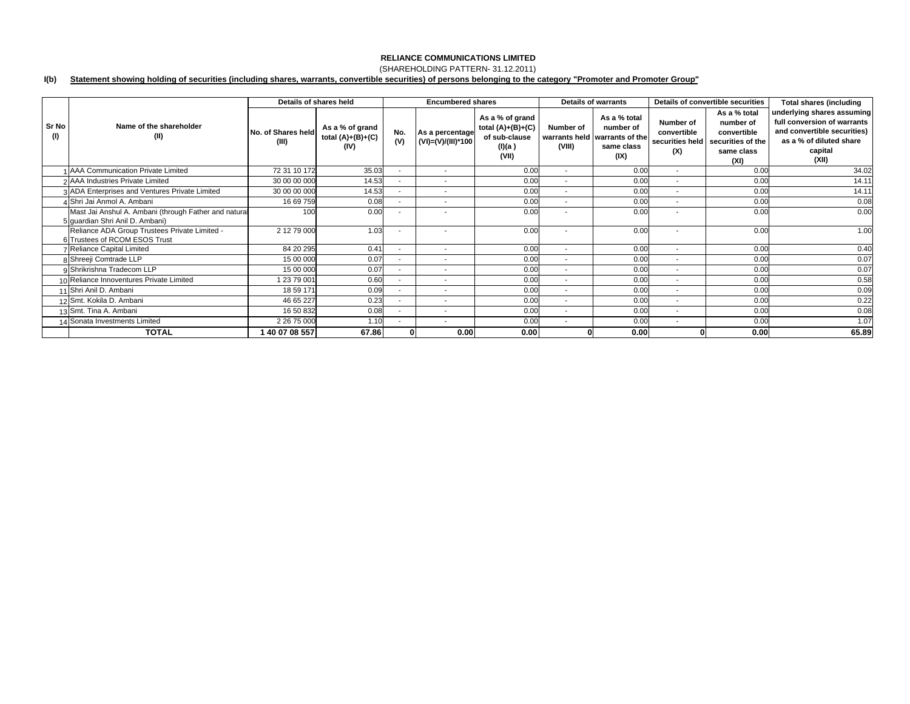**RELIANCE COMMUNICATIONS LIMITED**

(SHAREHOLDING PATTERN- 31.12.2011)

**I(b) Statement showing holding of securities (including shares, warrants, convertible securities) of persons belonging to the category "Promoter and Promoter Group"**

| Sr No (I) | Name of the shareholder (II) | Details of shares held | | Encumbered shares | | | Details of warrants | | Details of convertible securities | | Total shares (including underlying shares assuming full conversion of warrants and convertible securities) as a % of diluted share capital (XII) |
|---|---|---|---|---|---|---|---|---|---|---|---|
| | | No. of Shares held (III) | As a % of grand total (A)+(B)+(C) (IV) | No. (V) | As a percentage (VI)=(V)/(III)*100 | As a % of grand total (A)+(B)+(C) of sub-clause (I)(a ) (VII) | Number of warrants held (VIII) | As a % total number of warrants of the same class (IX) | Number of convertible securities held (X) | As a % total number of convertible securities of the same class (XI) | |
| 1 | AAA Communication Private Limited | 72 31 10 172 | 35.03 | - | - | 0.00 | - | 0.00 | - | 0.00 | 34.02 |
| 2 | AAA Industries Private Limited | 30 00 00 000 | 14.53 | - | - | 0.00 | - | 0.00 | - | 0.00 | 14.11 |
| 3 | ADA Enterprises and Ventures Private Limited | 30 00 00 000 | 14.53 | - | - | 0.00 | - | 0.00 | - | 0.00 | 14.11 |
| 4 | Shri Jai Anmol A. Ambani | 16 69 759 | 0.08 | - | - | 0.00 | - | 0.00 | - | 0.00 | 0.08 |
| 5 | Mast Jai Anshul A. Ambani (through Father and natural guardian Shri Anil D. Ambani) | 100 | 0.00 | - | - | 0.00 | - | 0.00 | - | 0.00 | 0.00 |
| 6 | Reliance ADA Group Trustees Private Limited - Trustees of RCOM ESOS Trust | 2 12 79 000 | 1.03 | - | - | 0.00 | - | 0.00 | - | 0.00 | 1.00 |
| 7 | Reliance Capital Limited | 84 20 295 | 0.41 | - | - | 0.00 | - | 0.00 | - | 0.00 | 0.40 |
| 8 | Shreeji Comtrade LLP | 15 00 000 | 0.07 | - | - | 0.00 | - | 0.00 | - | 0.00 | 0.07 |
| 9 | Shrikrishna Tradecom LLP | 15 00 000 | 0.07 | - | - | 0.00 | - | 0.00 | - | 0.00 | 0.07 |
| 10 | Reliance Innoventures Private Limited | 1 23 79 001 | 0.60 | - | - | 0.00 | - | 0.00 | - | 0.00 | 0.58 |
| 11 | Shri Anil D. Ambani | 18 59 171 | 0.09 | - | - | 0.00 | - | 0.00 | - | 0.00 | 0.09 |
| 12 | Smt. Kokila D. Ambani | 46 65 227 | 0.23 | - | - | 0.00 | - | 0.00 | - | 0.00 | 0.22 |
| 13 | Smt. Tina A. Ambani | 16 50 832 | 0.08 | - | - | 0.00 | - | 0.00 | - | 0.00 | 0.08 |
| 14 | Sonata Investments Limited | 2 26 75 000 | 1.10 | - | - | 0.00 | - | 0.00 | - | 0.00 | 1.07 |
| | **TOTAL** | **1 40 07 08 557** | **67.86** | **0** | **0.00** | **0.00** | **0** | **0.00** | **0** | **0.00** | **65.89** |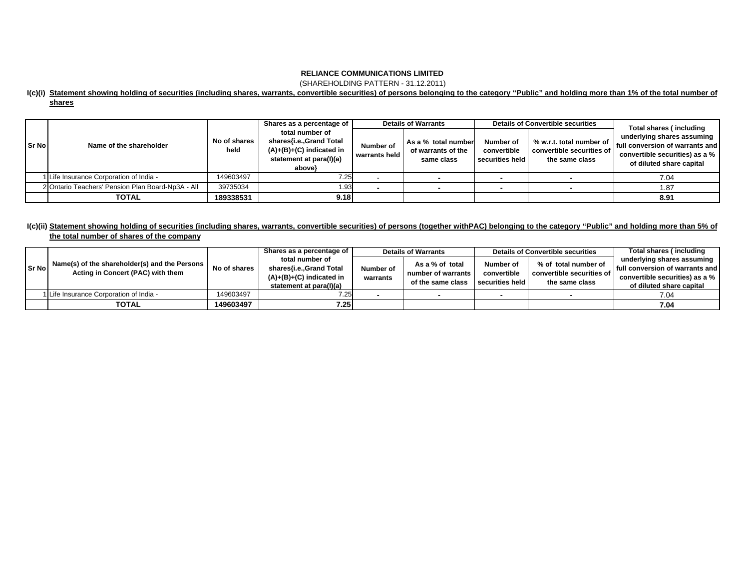**RELIANCE COMMUNICATIONS LIMITED**

(SHAREHOLDING PATTERN - 31.12.2011)

**I(c)(i) Statement showing holding of securities (including shares, warrants, convertible securities) of persons belonging to the category "Public" and holding more than 1% of the total number of shares**

| Sr No | Name of the shareholder | No of shares held | Shares as a percentage of total number of shares{i.e.,Grand Total (A)+(B)+(C) indicated in statement at para(I)(a) above} | Details of Warrants | | Details of Convertible securities | | Total shares ( including underlying shares assuming full conversion of warrants and convertible securities) as a % of diluted share capital |
|---|---|---|---|---|---|---|---|---|
| | | | | Number of warrants held | As a % total number of warrants of the same class | Number of convertible securities held | % w.r.t. total number of convertible securities of the same class | |
| 1 | Life Insurance Corporation of India - | 149603497 | 7.25 | - | - | - | - | 7.04 |
| 2 | Ontario Teachers' Pension Plan Board-Np3A - All | 39735034 | 1.93 | - | - | - | - | 1.87 |
| | **TOTAL** | **189338531** | **9.18** | | | | | **8.91** |

**I(c)(ii) Statement showing holding of securities (including shares, warrants, convertible securities) of persons (together withPAC) belonging to the category "Public" and holding more than 5% of the total number of shares of the company**

| Sr No | Name(s) of the shareholder(s) and the Persons Acting in Concert (PAC) with them | No of shares | Shares as a percentage of total number of shares{i.e.,Grand Total (A)+(B)+(C) indicated in statement at para(I)(a) | Details of Warrants | | Details of Convertible securities | | Total shares ( including underlying shares assuming full conversion of warrants and convertible securities) as a % of diluted share capital |
|---|---|---|---|---|---|---|---|---|
| | | | | Number of warrants | As a % of total number of warrants of the same class | Number of convertible securities held | % of total number of convertible securities of the same class | |
| 1 | Life Insurance Corporation of India - | 149603497 | 7.25 | - | - | - | - | 7.04 |
| | **TOTAL** | **149603497** | **7.25** | | | | | **7.04** |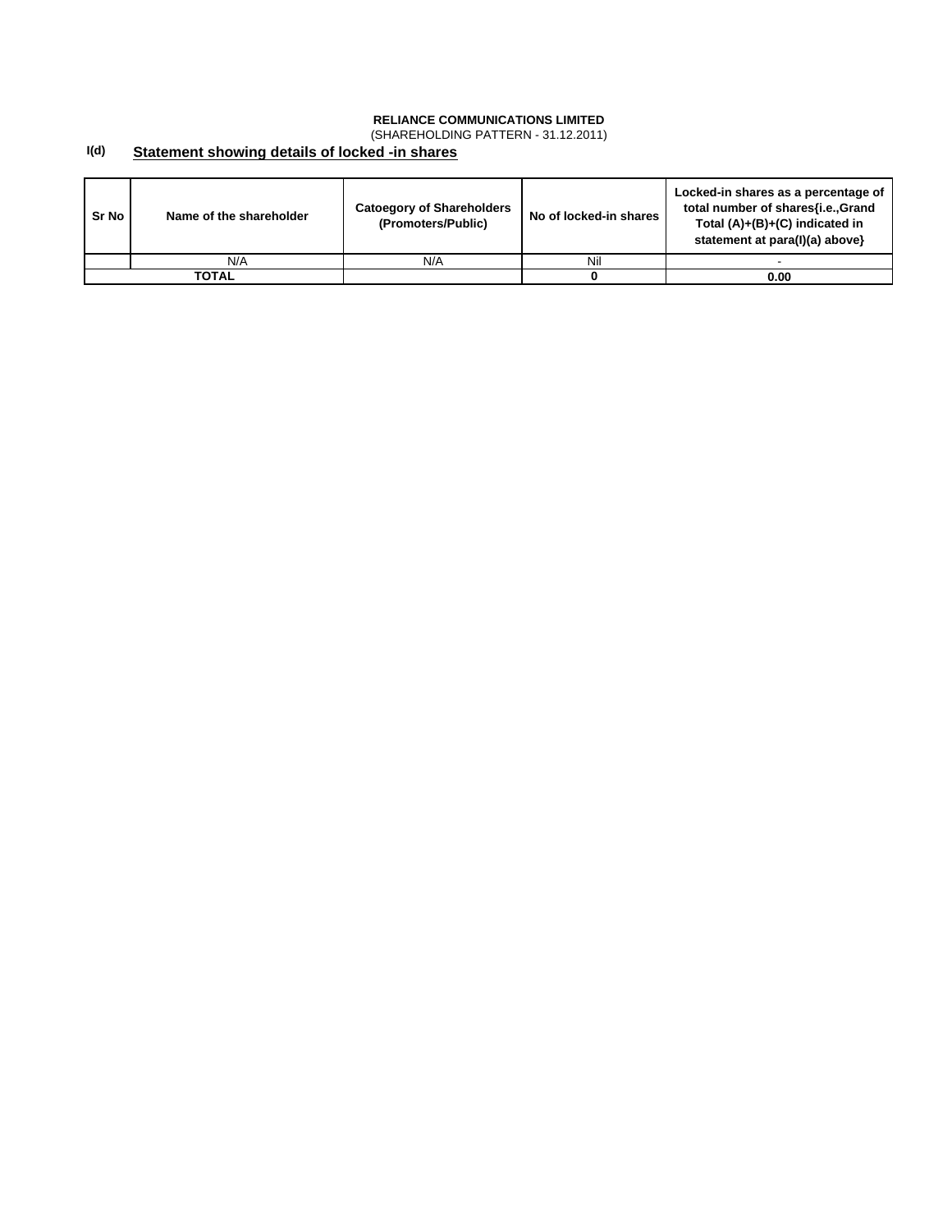**RELIANCE COMMUNICATIONS LIMITED**

(SHAREHOLDING PATTERN - 31.12.2011)

**I(d)** **Statement showing details of locked -in shares**

| Sr No | Name of the shareholder | Catoegory of Shareholders (Promoters/Public) | No of locked-in shares | Locked-in shares as a percentage of total number of shares{i.e.,Grand Total (A)+(B)+(C) indicated in statement at para(I)(a) above} |
|---|---|---|---|---|
| | N/A | N/A | Nil | - |
| **TOTAL** | | | **0** | **0.00** |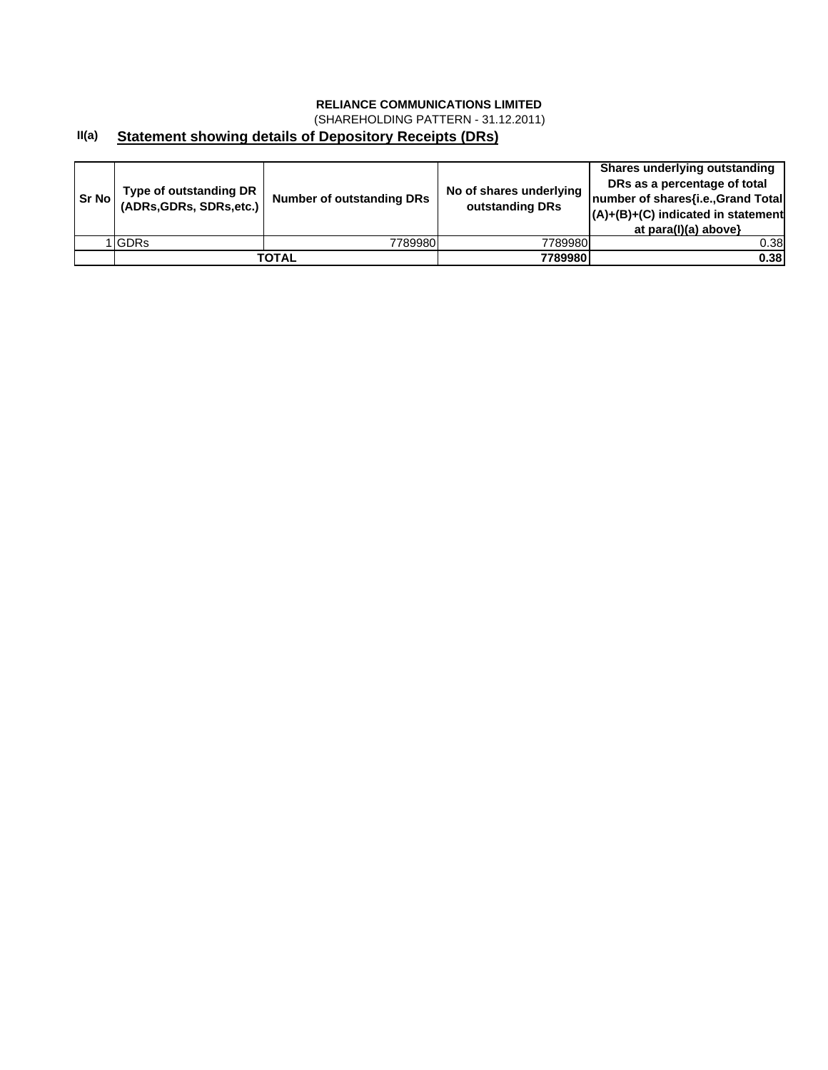**RELIANCE COMMUNICATIONS LIMITED**

(SHAREHOLDING PATTERN - 31.12.2011)

**II(a)** **Statement showing details of Depository Receipts (DRs)**

| Sr No | Type of outstanding DR (ADRs,GDRs, SDRs,etc.) | Number of outstanding DRs | No of shares underlying outstanding DRs | Shares underlying outstanding DRs as a percentage of total number of shares{i.e.,Grand Total (A)+(B)+(C) indicated in statement at para(I)(a) above} |
|---|---|---|---|---|
| 1 | GDRs | 7789980 | 7789980 | 0.38 |
| | **TOTAL** | | **7789980** | **0.38** |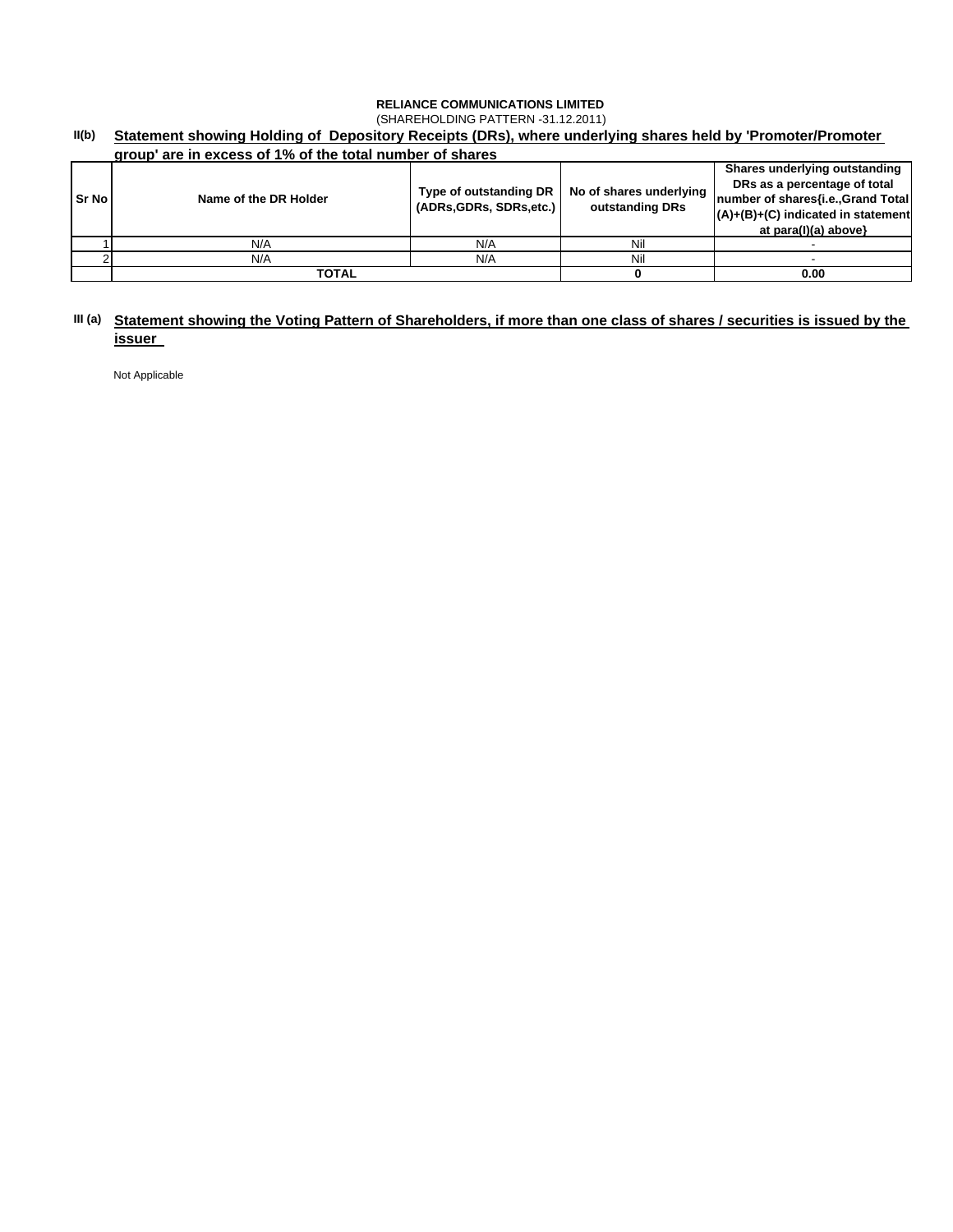**RELIANCE COMMUNICATIONS LIMITED**
(SHAREHOLDING PATTERN -31.12.2011)

## II(b) Statement showing Holding of Depository Receipts (DRs), where underlying shares held by 'Promoter/Promoter group' are in excess of 1% of the total number of shares

| Sr No | Name of the DR Holder | Type of outstanding DR (ADRs,GDRs, SDRs,etc.) | No of shares underlying outstanding DRs | Shares underlying outstanding DRs as a percentage of total number of shares{i.e.,Grand Total (A)+(B)+(C) indicated in statement at para(I)(a) above} |
|---|---|---|---|---|
| 1 | N/A | N/A | Nil | - |
| 2 | N/A | N/A | Nil | - |
| | **TOTAL** | | **0** | **0.00** |

## III (a) Statement showing the Voting Pattern of Shareholders, if more than one class of shares / securities is issued by the issuer

Not Applicable